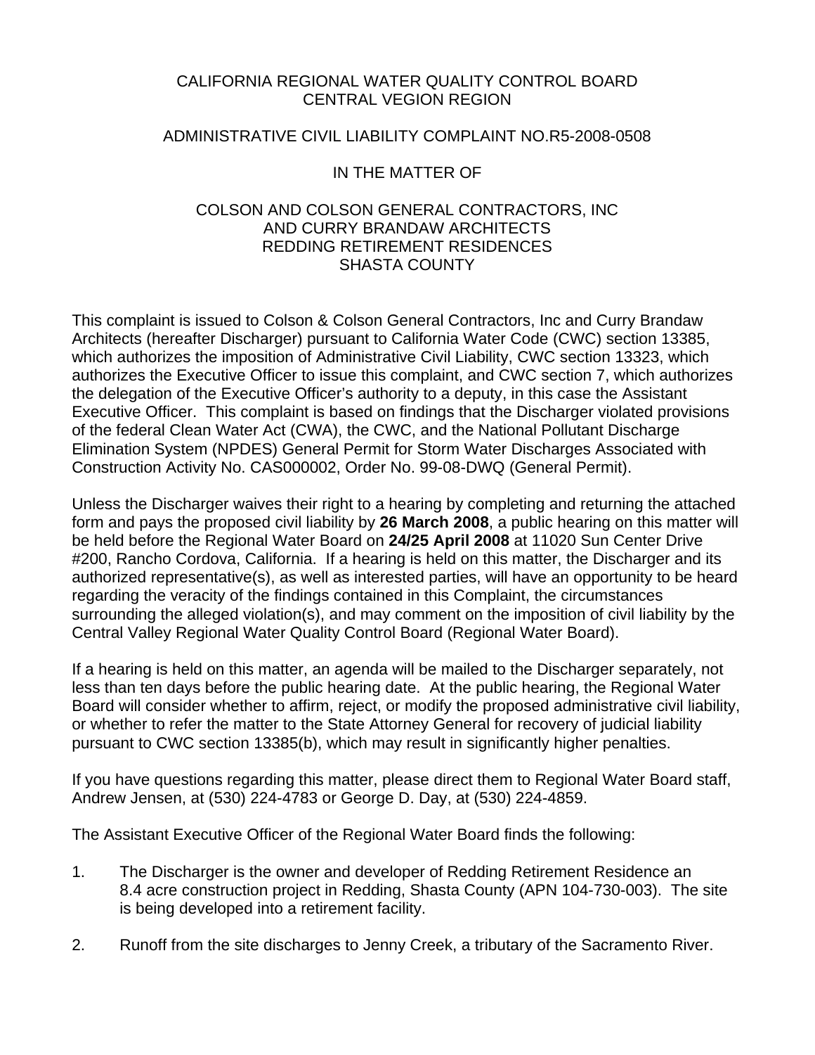CALIFORNIA REGIONAL WATER QUALITY CONTROL BOARD
CENTRAL VEGION REGION

ADMINISTRATIVE CIVIL LIABILITY COMPLAINT NO.R5-2008-0508

IN THE MATTER OF

COLSON AND COLSON GENERAL CONTRACTORS, INC
AND CURRY BRANDAW ARCHITECTS
REDDING RETIREMENT RESIDENCES
SHASTA COUNTY

This complaint is issued to Colson & Colson General Contractors, Inc and Curry Brandaw Architects (hereafter Discharger) pursuant to California Water Code (CWC) section 13385, which authorizes the imposition of Administrative Civil Liability, CWC section 13323, which authorizes the Executive Officer to issue this complaint, and CWC section 7, which authorizes the delegation of the Executive Officer's authority to a deputy, in this case the Assistant Executive Officer. This complaint is based on findings that the Discharger violated provisions of the federal Clean Water Act (CWA), the CWC, and the National Pollutant Discharge Elimination System (NPDES) General Permit for Storm Water Discharges Associated with Construction Activity No. CAS000002, Order No. 99-08-DWQ (General Permit).

Unless the Discharger waives their right to a hearing by completing and returning the attached form and pays the proposed civil liability by **26 March 2008**, a public hearing on this matter will be held before the Regional Water Board on **24/25 April 2008** at 11020 Sun Center Drive #200, Rancho Cordova, California. If a hearing is held on this matter, the Discharger and its authorized representative(s), as well as interested parties, will have an opportunity to be heard regarding the veracity of the findings contained in this Complaint, the circumstances surrounding the alleged violation(s), and may comment on the imposition of civil liability by the Central Valley Regional Water Quality Control Board (Regional Water Board).

If a hearing is held on this matter, an agenda will be mailed to the Discharger separately, not less than ten days before the public hearing date. At the public hearing, the Regional Water Board will consider whether to affirm, reject, or modify the proposed administrative civil liability, or whether to refer the matter to the State Attorney General for recovery of judicial liability pursuant to CWC section 13385(b), which may result in significantly higher penalties.

If you have questions regarding this matter, please direct them to Regional Water Board staff, Andrew Jensen, at (530) 224-4783 or George D. Day, at (530) 224-4859.

The Assistant Executive Officer of the Regional Water Board finds the following:

1. The Discharger is the owner and developer of Redding Retirement Residence an 8.4 acre construction project in Redding, Shasta County (APN 104-730-003). The site is being developed into a retirement facility.

2. Runoff from the site discharges to Jenny Creek, a tributary of the Sacramento River.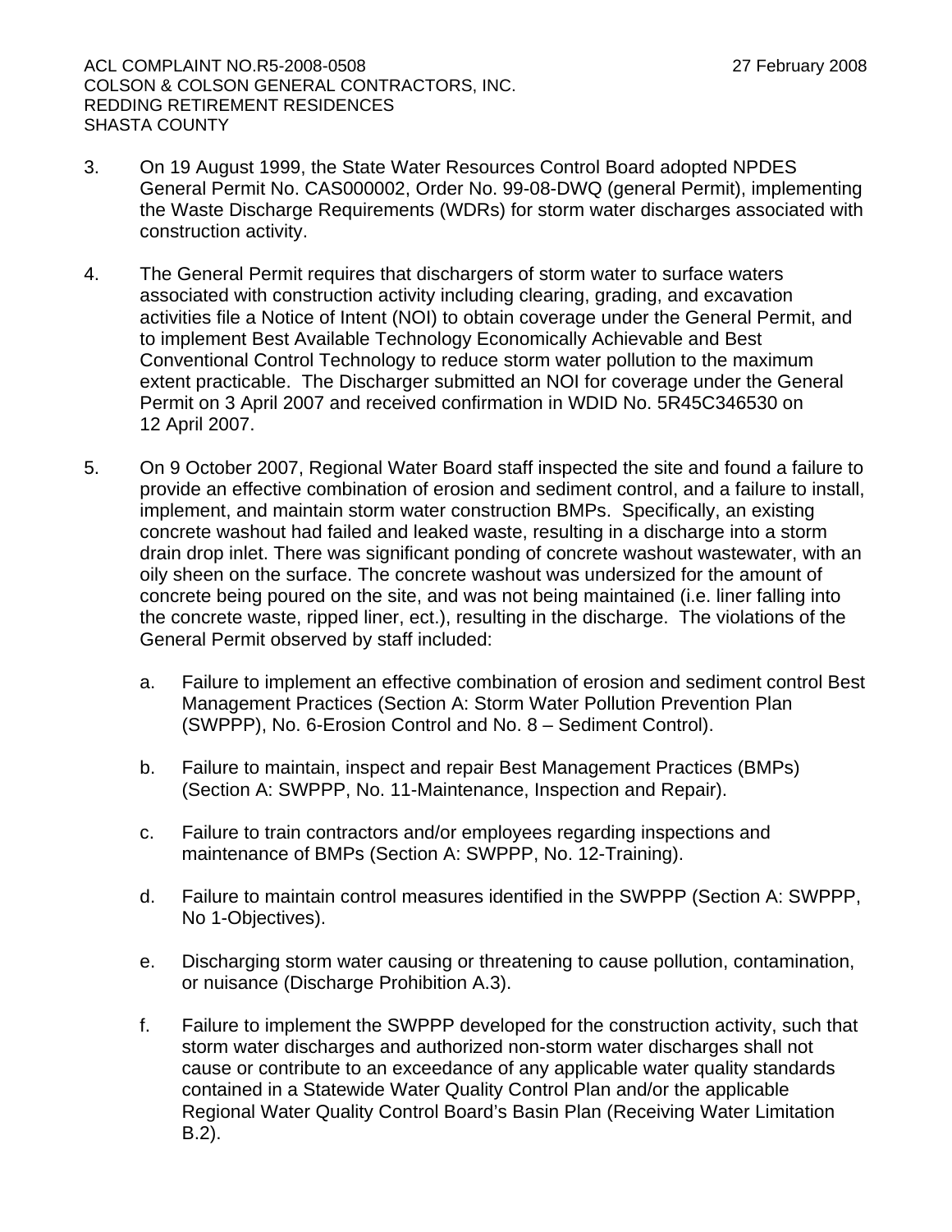3. On 19 August 1999, the State Water Resources Control Board adopted NPDES General Permit No. CAS000002, Order No. 99-08-DWQ (general Permit), implementing the Waste Discharge Requirements (WDRs) for storm water discharges associated with construction activity.

4. The General Permit requires that dischargers of storm water to surface waters associated with construction activity including clearing, grading, and excavation activities file a Notice of Intent (NOI) to obtain coverage under the General Permit, and to implement Best Available Technology Economically Achievable and Best Conventional Control Technology to reduce storm water pollution to the maximum extent practicable. The Discharger submitted an NOI for coverage under the General Permit on 3 April 2007 and received confirmation in WDID No. 5R45C346530 on 12 April 2007.

5. On 9 October 2007, Regional Water Board staff inspected the site and found a failure to provide an effective combination of erosion and sediment control, and a failure to install, implement, and maintain storm water construction BMPs. Specifically, an existing concrete washout had failed and leaked waste, resulting in a discharge into a storm drain drop inlet. There was significant ponding of concrete washout wastewater, with an oily sheen on the surface. The concrete washout was undersized for the amount of concrete being poured on the site, and was not being maintained (i.e. liner falling into the concrete waste, ripped liner, ect.), resulting in the discharge. The violations of the General Permit observed by staff included:

   a. Failure to implement an effective combination of erosion and sediment control Best Management Practices (Section A: Storm Water Pollution Prevention Plan (SWPPP), No. 6-Erosion Control and No. 8 – Sediment Control).

   b. Failure to maintain, inspect and repair Best Management Practices (BMPs) (Section A: SWPPP, No. 11-Maintenance, Inspection and Repair).

   c. Failure to train contractors and/or employees regarding inspections and maintenance of BMPs (Section A: SWPPP, No. 12-Training).

   d. Failure to maintain control measures identified in the SWPPP (Section A: SWPPP, No 1-Objectives).

   e. Discharging storm water causing or threatening to cause pollution, contamination, or nuisance (Discharge Prohibition A.3).

   f. Failure to implement the SWPPP developed for the construction activity, such that storm water discharges and authorized non-storm water discharges shall not cause or contribute to an exceedance of any applicable water quality standards contained in a Statewide Water Quality Control Plan and/or the applicable Regional Water Quality Control Board's Basin Plan (Receiving Water Limitation B.2).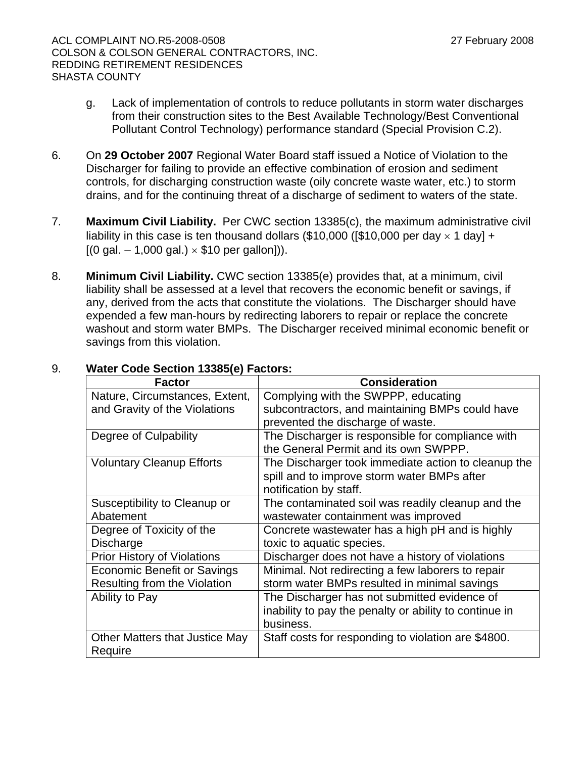g. Lack of implementation of controls to reduce pollutants in storm water discharges from their construction sites to the Best Available Technology/Best Conventional Pollutant Control Technology) performance standard (Special Provision C.2).

6. On **29 October 2007** Regional Water Board staff issued a Notice of Violation to the Discharger for failing to provide an effective combination of erosion and sediment controls, for discharging construction waste (oily concrete waste water, etc.) to storm drains, and for the continuing threat of a discharge of sediment to waters of the state.

7. **Maximum Civil Liability.** Per CWC section 13385(c), the maximum administrative civil liability in this case is ten thousand dollars (\$10,000 ([\$10,000 per day $\times$ 1 day] + [(0 gal. – 1,000 gal.) $\times$ \$10 per gallon])).

8. **Minimum Civil Liability.** CWC section 13385(e) provides that, at a minimum, civil liability shall be assessed at a level that recovers the economic benefit or savings, if any, derived from the acts that constitute the violations. The Discharger should have expended a few man-hours by redirecting laborers to repair or replace the concrete washout and storm water BMPs. The Discharger received minimal economic benefit or savings from this violation.

9. **Water Code Section 13385(e) Factors:**

| Factor | Consideration |
|---|---|
| Nature, Circumstances, Extent, and Gravity of the Violations | Complying with the SWPPP, educating subcontractors, and maintaining BMPs could have prevented the discharge of waste. |
| Degree of Culpability | The Discharger is responsible for compliance with the General Permit and its own SWPPP. |
| Voluntary Cleanup Efforts | The Discharger took immediate action to cleanup the spill and to improve storm water BMPs after notification by staff. |
| Susceptibility to Cleanup or Abatement | The contaminated soil was readily cleanup and the wastewater containment was improved |
| Degree of Toxicity of the Discharge | Concrete wastewater has a high pH and is highly toxic to aquatic species. |
| Prior History of Violations | Discharger does not have a history of violations |
| Economic Benefit or Savings Resulting from the Violation | Minimal. Not redirecting a few laborers to repair storm water BMPs resulted in minimal savings |
| Ability to Pay | The Discharger has not submitted evidence of inability to pay the penalty or ability to continue in business. |
| Other Matters that Justice May Require | Staff costs for responding to violation are \$4800. |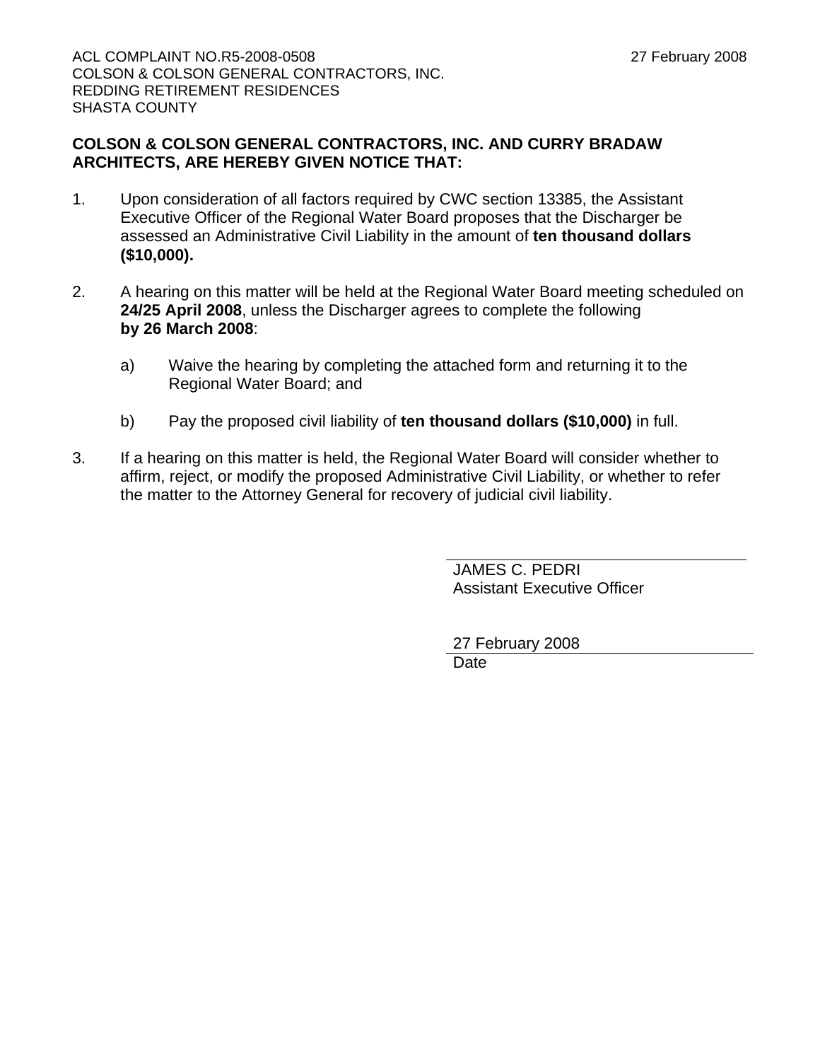ACL COMPLAINT NO.R5-2008-0508
COLSON & COLSON GENERAL CONTRACTORS, INC.
REDDING RETIREMENT RESIDENCES
SHASTA COUNTY

27 February 2008

**COLSON & COLSON GENERAL CONTRACTORS, INC. AND CURRY BRADAW ARCHITECTS, ARE HEREBY GIVEN NOTICE THAT:**

1. Upon consideration of all factors required by CWC section 13385, the Assistant Executive Officer of the Regional Water Board proposes that the Discharger be assessed an Administrative Civil Liability in the amount of **ten thousand dollars ($10,000).**

2. A hearing on this matter will be held at the Regional Water Board meeting scheduled on **24/25 April 2008**, unless the Discharger agrees to complete the following **by 26 March 2008**:

   a) Waive the hearing by completing the attached form and returning it to the Regional Water Board; and

   b) Pay the proposed civil liability of **ten thousand dollars ($10,000)** in full.

3. If a hearing on this matter is held, the Regional Water Board will consider whether to affirm, reject, or modify the proposed Administrative Civil Liability, or whether to refer the matter to the Attorney General for recovery of judicial civil liability.

JAMES C. PEDRI
Assistant Executive Officer

27 February 2008
Date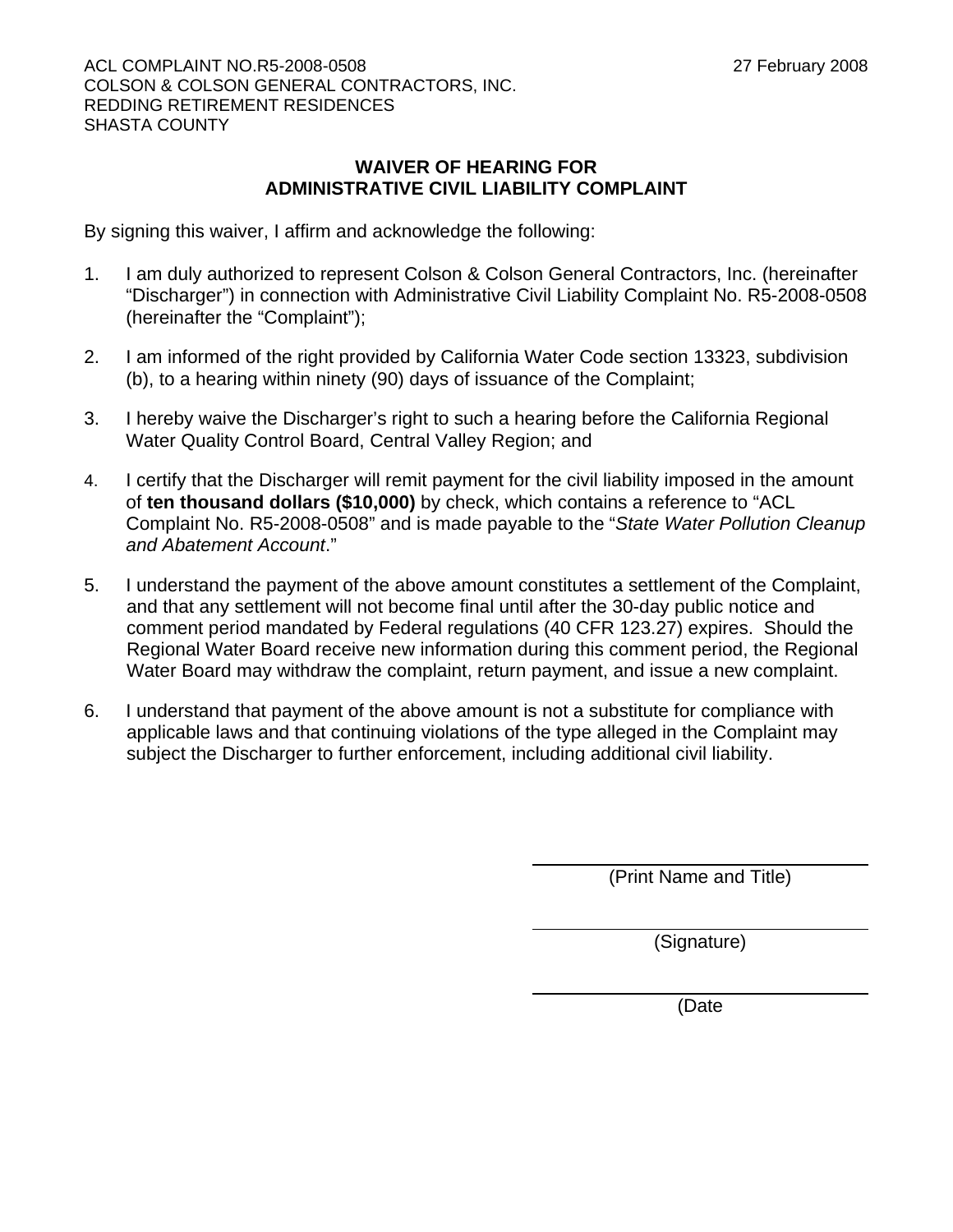ACL COMPLAINT NO.R5-2008-0508
COLSON & COLSON GENERAL CONTRACTORS, INC.
REDDING RETIREMENT RESIDENCES
SHASTA COUNTY

27 February 2008

## WAIVER OF HEARING FOR ADMINISTRATIVE CIVIL LIABILITY COMPLAINT

By signing this waiver, I affirm and acknowledge the following:

1. I am duly authorized to represent Colson & Colson General Contractors, Inc. (hereinafter "Discharger") in connection with Administrative Civil Liability Complaint No. R5-2008-0508 (hereinafter the "Complaint");

2. I am informed of the right provided by California Water Code section 13323, subdivision (b), to a hearing within ninety (90) days of issuance of the Complaint;

3. I hereby waive the Discharger's right to such a hearing before the California Regional Water Quality Control Board, Central Valley Region; and

4. I certify that the Discharger will remit payment for the civil liability imposed in the amount of **ten thousand dollars ($10,000)** by check, which contains a reference to "ACL Complaint No. R5-2008-0508" and is made payable to the "*State Water Pollution Cleanup and Abatement Account*."

5. I understand the payment of the above amount constitutes a settlement of the Complaint, and that any settlement will not become final until after the 30-day public notice and comment period mandated by Federal regulations (40 CFR 123.27) expires. Should the Regional Water Board receive new information during this comment period, the Regional Water Board may withdraw the complaint, return payment, and issue a new complaint.

6. I understand that payment of the above amount is not a substitute for compliance with applicable laws and that continuing violations of the type alleged in the Complaint may subject the Discharger to further enforcement, including additional civil liability.

_______________________________
(Print Name and Title)

_______________________________
(Signature)

_______________________________
(Date